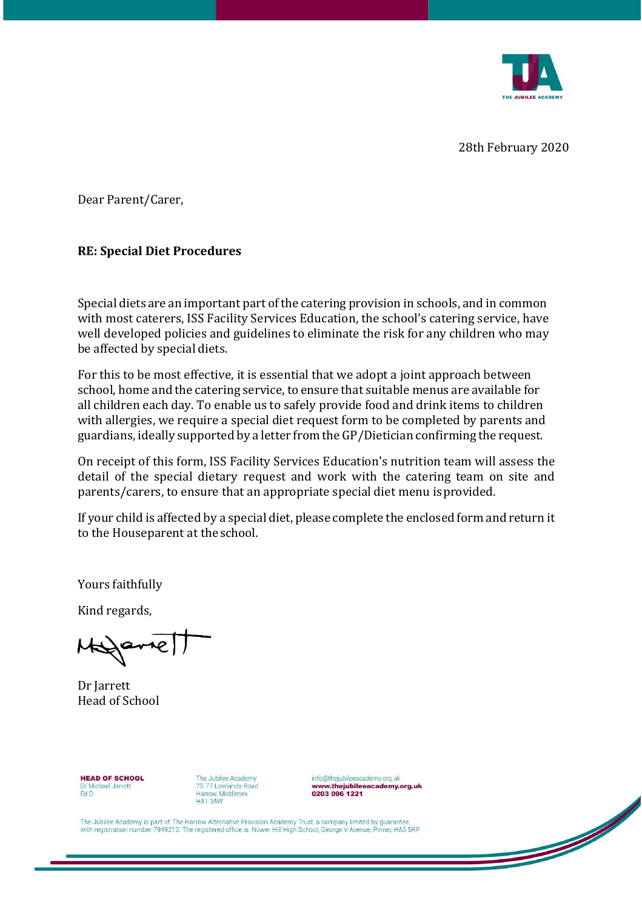28th February 2020

Dear Parent/Carer,

**RE: Special Diet Procedures**

Special diets are an important part of the catering provision in schools, and in common with most caterers, ISS Facility Services Education, the school's catering service, have well developed policies and guidelines to eliminate the risk for any children who may be affected by special diets.

For this to be most effective, it is essential that we adopt a joint approach between school, home and the catering service, to ensure that suitable menus are available for all children each day. To enable us to safely provide food and drink items to children with allergies, we require a special diet request form to be completed by parents and guardians, ideally supported by a letter from the GP/Dietician confirming the request.

On receipt of this form, ISS Facility Services Education's nutrition team will assess the detail of the special dietary request and work with the catering team on site and parents/carers, to ensure that an appropriate special diet menu is provided.

If your child is affected by a special diet, please complete the enclosed form and return it to the Houseparent at the school.

Yours faithfully

Kind regards,

Dr Jarrett
Head of School

**HEAD OF SCHOOL**
Dr Michael Jarrett
Ed.D

The Jubilee Academy
73-77 Lowlands Road
Harrow, Middlesex
HA1 3AW

info@thejubileeacademy.org.uk
**www.thejubileeacademy.org.uk**
**0203 096 1221**

The Jubilee Academy is part of The Harrow Alternative Provision Academy Trust, a company limited by guarantee, with registration number 7949213. The registered office is: Nower Hill High School, George V Avenue, Pinner, HA5 5RP.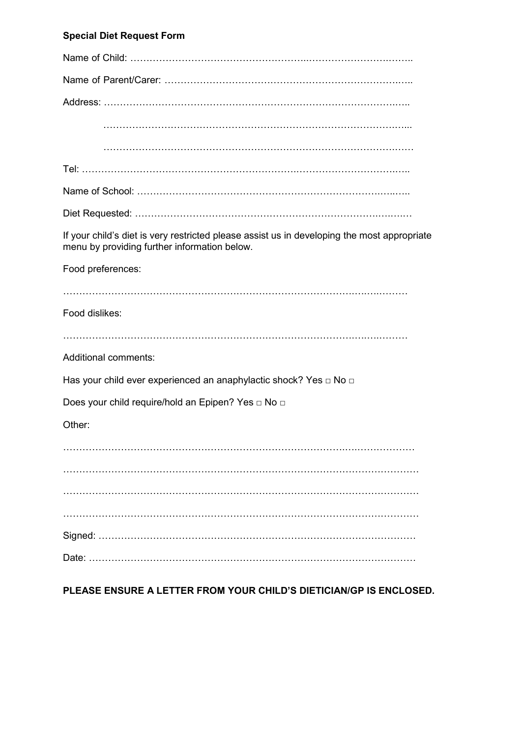**Special Diet Request Form**

Name of Child: ………………………………………………………………………………………

Name of Parent/Carer: ……………………………………………………………………………

Address: ……………………………………………………………………………………………

………………………………………………………………………………………………

………………………………………………………………………………………………

Tel: ……………………………………………………………………………………………………

Name of School: ……………………………………………………………………………………

Diet Requested: ……………………………………………………………………………………

If your child's diet is very restricted please assist us in developing the most appropriate menu by providing further information below.

Food preferences:

………………………………………………………………………………………………………

Food dislikes:

………………………………………………………………………………………………………

Additional comments:

Has your child ever experienced an anaphylactic shock? Yes □ No □

Does your child require/hold an Epipen? Yes □ No □

Other:

………………………………………………………………………………………………………

………………………………………………………………………………………………………

………………………………………………………………………………………………………

………………………………………………………………………………………………………

Signed: ………………………………………………………………………………………………

Date: …………………………………………………………………………………………………

**PLEASE ENSURE A LETTER FROM YOUR CHILD'S DIETICIAN/GP IS ENCLOSED.**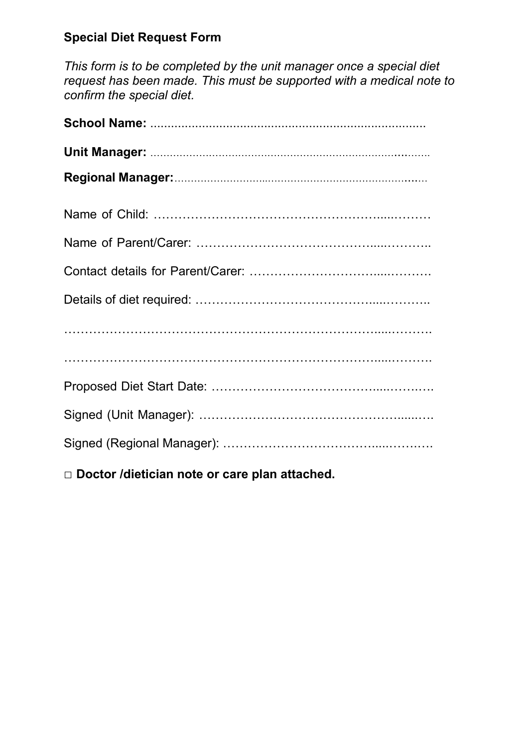**Special Diet Request Form**

*This form is to be completed by the unit manager once a special diet request has been made. This must be supported with a medical note to confirm the special diet.*

**School Name:** ..............................................................................

**Unit Manager:** ..............................................................................

**Regional Manager:**..............................................................................

Name of Child: ………………………………………………...………

Name of Parent/Carer: …………………………………...………..

Contact details for Parent/Carer: ………………………...……….

Details of diet required: …………………………………...………..

……………………………………………………………...……….

……………………………………………………………...……….

Proposed Diet Start Date: ………………………………...……….

Signed (Unit Manager): ……………………………………….....….

Signed (Regional Manager): ……………………………...……….

□ **Doctor /dietician note or care plan attached.**